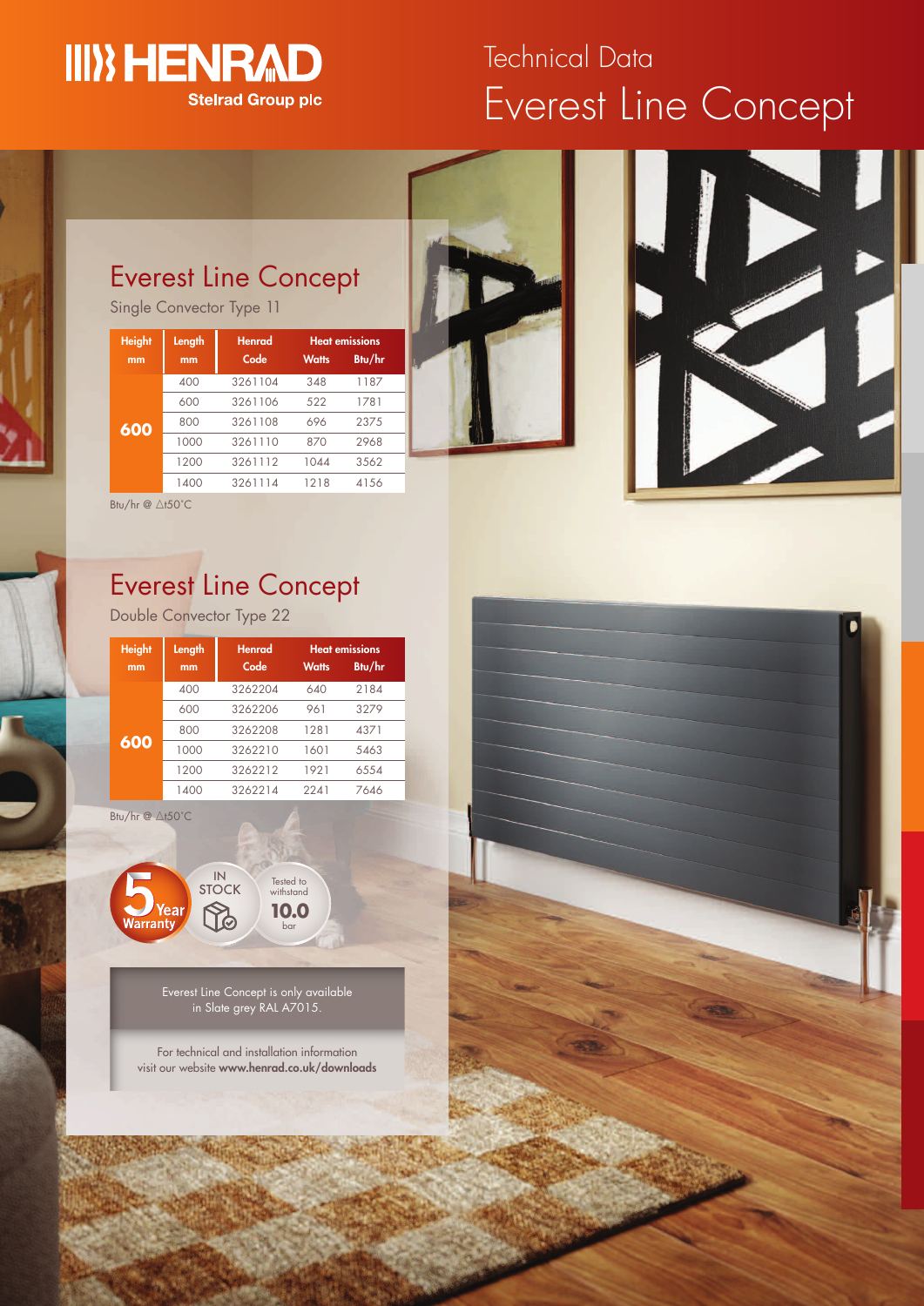# Technical Data
# Everest Line Concept

HENRAD
Stelrad Group plc

## Everest Line Concept

Single Convector Type 11

| Height mm | Length mm | Henrad Code | Heat emissions Watts | Heat emissions Btu/hr |
|---|---|---|---|---|
| 600 | 400 | 3261104 | 348 | 1187 |
| | 600 | 3261106 | 522 | 1781 |
| | 800 | 3261108 | 696 | 2375 |
| | 1000 | 3261110 | 870 | 2968 |
| | 1200 | 3261112 | 1044 | 3562 |
| | 1400 | 3261114 | 1218 | 4156 |

Btu/hr @ Δt50°C

## Everest Line Concept

Double Convector Type 22

| Height mm | Length mm | Henrad Code | Heat emissions Watts | Heat emissions Btu/hr |
|---|---|---|---|---|
| 600 | 400 | 3262204 | 640 | 2184 |
| | 600 | 3262206 | 961 | 3279 |
| | 800 | 3262208 | 1281 | 4371 |
| | 1000 | 3262210 | 1601 | 5463 |
| | 1200 | 3262212 | 1921 | 6554 |
| | 1400 | 3262214 | 2241 | 7646 |

Btu/hr @ Δt50°C

5 Year Warranty

IN STOCK

Tested to withstand 10.0 bar

Everest Line Concept is only available in Slate grey RAL A7015.

For technical and installation information visit our website **www.henrad.co.uk/downloads**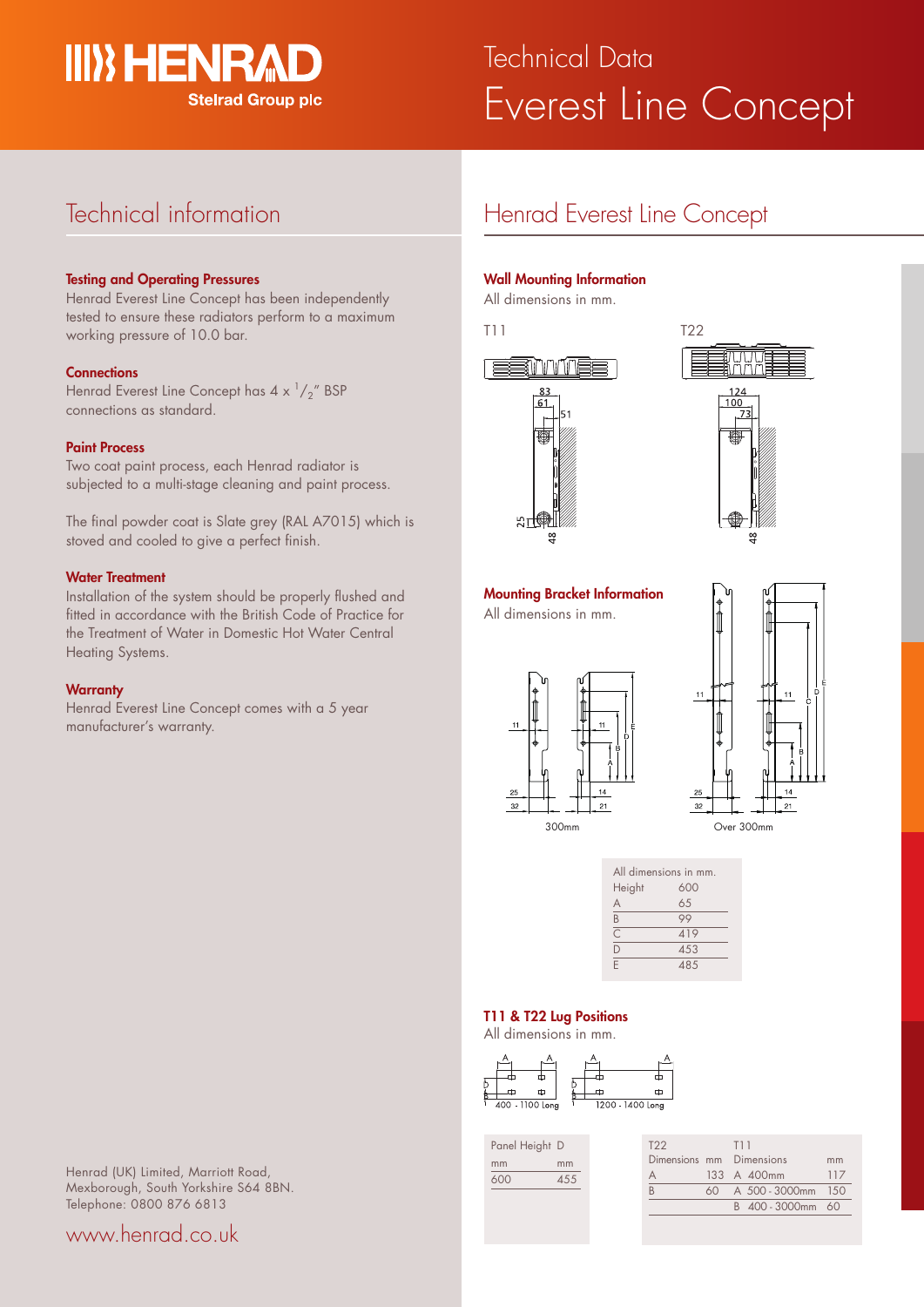# Technical Data
# Everest Line Concept

## Technical information

**Testing and Operating Pressures**
Henrad Everest Line Concept has been independently tested to ensure these radiators perform to a maximum working pressure of 10.0 bar.

**Connections**
Henrad Everest Line Concept has 4 x 1/2" BSP connections as standard.

**Paint Process**
Two coat paint process, each Henrad radiator is subjected to a multi-stage cleaning and paint process.

The final powder coat is Slate grey (RAL A7015) which is stoved and cooled to give a perfect finish.

**Water Treatment**
Installation of the system should be properly flushed and fitted in accordance with the British Code of Practice for the Treatment of Water in Domestic Hot Water Central Heating Systems.

**Warranty**
Henrad Everest Line Concept comes with a 5 year manufacturer's warranty.

Henrad (UK) Limited, Marriott Road,
Mexborough, South Yorkshire S64 8BN.
Telephone: 0800 876 6813

www.henrad.co.uk

## Henrad Everest Line Concept

**Wall Mounting Information**
All dimensions in mm.

T11

83
61
51
25
48

T22

124
100
73
48

**Mounting Bracket Information**
All dimensions in mm.

11
11
25
32
14
21
A
B
D
E
300mm

11
11
25
32
14
21
A
B
C
D
E
Over 300mm

All dimensions in mm.

| Height | 600 |
|---|---|
| A | 65 |
| B | 99 |
| C | 419 |
| D | 453 |
| E | 485 |

**T11 & T22 Lug Positions**
All dimensions in mm.

A
A
D
400 - 1100 Long

A
A
D
1200 - 1400 Long

| Panel Height mm | D mm |
|---|---|
| 600 | 455 |

| T22 Dimensions | mm | T11 Dimensions | mm |
|---|---|---|---|
| A | 133 | A 400mm | 117 |
| B | 60 | A 500 - 3000mm | 150 |
| | | B 400 - 3000mm | 60 |